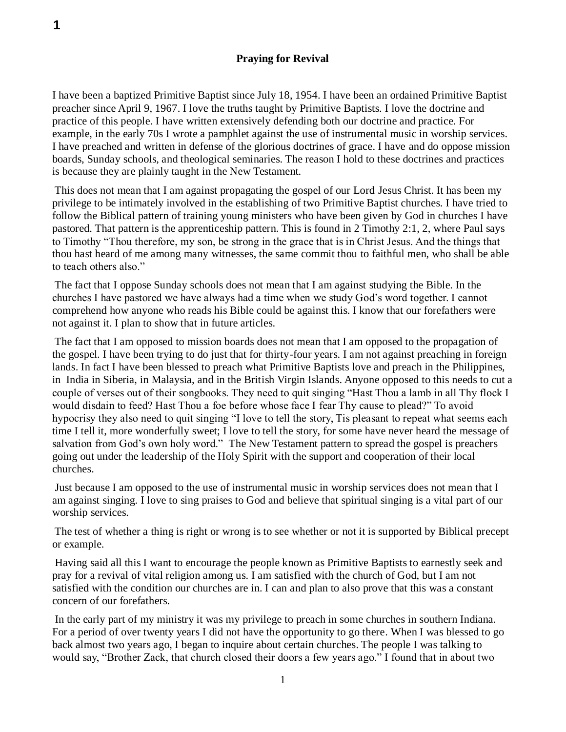# Praying for Revival

I have been a baptized Primitive Baptist since July 18, 1954. I have been an ordained Primitive Baptist preacher since April 9, 1967. I love the truths taught by Primitive Baptists. I love the doctrine and practice of this people. I have written extensively defending both our doctrine and practice. For example, in the early 70s I wrote a pamphlet against the use of instrumental music in worship services. I have preached and written in defense of the glorious doctrines of grace. I have and do oppose mission boards, Sunday schools, and theological seminaries. The reason I hold to these doctrines and practices is because they are plainly taught in the New Testament.

This does not mean that I am against propagating the gospel of our Lord Jesus Christ. It has been my privilege to be intimately involved in the establishing of two Primitive Baptist churches. I have tried to follow the Biblical pattern of training young ministers who have been given by God in churches I have pastored. That pattern is the apprenticeship pattern. This is found in 2 Timothy 2:1, 2, where Paul says to Timothy "Thou therefore, my son, be strong in the grace that is in Christ Jesus. And the things that thou hast heard of me among many witnesses, the same commit thou to faithful men, who shall be able to teach others also."

The fact that I oppose Sunday schools does not mean that I am against studying the Bible. In the churches I have pastored we have always had a time when we study God's word together. I cannot comprehend how anyone who reads his Bible could be against this. I know that our forefathers were not against it. I plan to show that in future articles.

The fact that I am opposed to mission boards does not mean that I am opposed to the propagation of the gospel. I have been trying to do just that for thirty-four years. I am not against preaching in foreign lands. In fact I have been blessed to preach what Primitive Baptists love and preach in the Philippines, in India in Siberia, in Malaysia, and in the British Virgin Islands. Anyone opposed to this needs to cut a couple of verses out of their songbooks. They need to quit singing "Hast Thou a lamb in all Thy flock I would disdain to feed? Hast Thou a foe before whose face I fear Thy cause to plead?" To avoid hypocrisy they also need to quit singing "I love to tell the story, Tis pleasant to repeat what seems each time I tell it, more wonderfully sweet; I love to tell the story, for some have never heard the message of salvation from God's own holy word." The New Testament pattern to spread the gospel is preachers going out under the leadership of the Holy Spirit with the support and cooperation of their local churches.

Just because I am opposed to the use of instrumental music in worship services does not mean that I am against singing. I love to sing praises to God and believe that spiritual singing is a vital part of our worship services.

The test of whether a thing is right or wrong is to see whether or not it is supported by Biblical precept or example.

Having said all this I want to encourage the people known as Primitive Baptists to earnestly seek and pray for a revival of vital religion among us. I am satisfied with the church of God, but I am not satisfied with the condition our churches are in. I can and plan to also prove that this was a constant concern of our forefathers.

In the early part of my ministry it was my privilege to preach in some churches in southern Indiana. For a period of over twenty years I did not have the opportunity to go there. When I was blessed to go back almost two years ago, I began to inquire about certain churches. The people I was talking to would say, "Brother Zack, that church closed their doors a few years ago." I found that in about two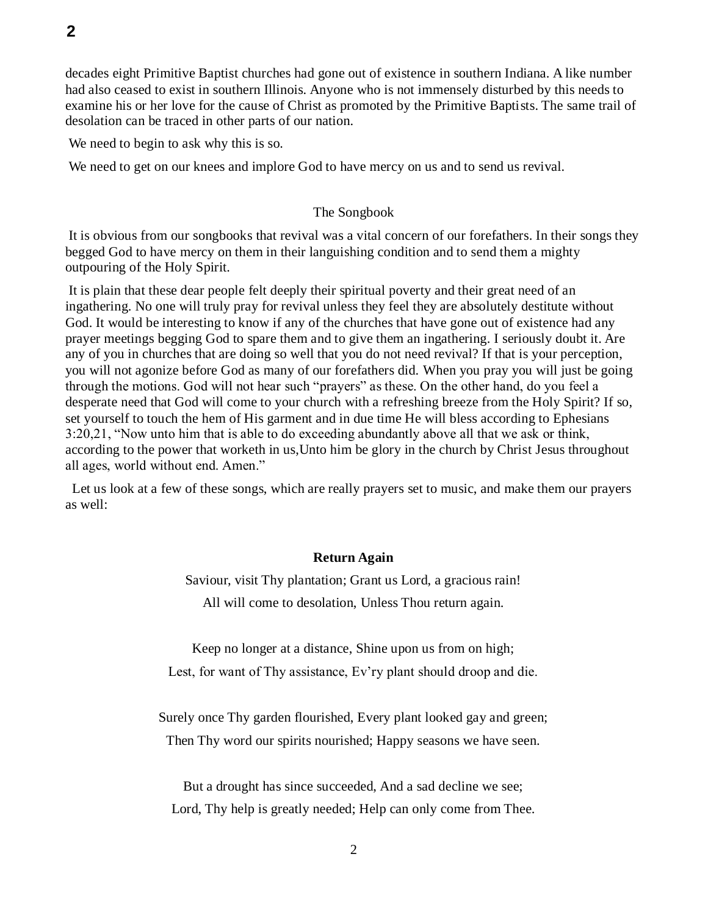decades eight Primitive Baptist churches had gone out of existence in southern Indiana. A like number had also ceased to exist in southern Illinois. Anyone who is not immensely disturbed by this needs to examine his or her love for the cause of Christ as promoted by the Primitive Baptists. The same trail of desolation can be traced in other parts of our nation.

We need to begin to ask why this is so.

We need to get on our knees and implore God to have mercy on us and to send us revival.

## The Songbook

It is obvious from our songbooks that revival was a vital concern of our forefathers. In their songs they begged God to have mercy on them in their languishing condition and to send them a mighty outpouring of the Holy Spirit.

It is plain that these dear people felt deeply their spiritual poverty and their great need of an ingathering. No one will truly pray for revival unless they feel they are absolutely destitute without God. It would be interesting to know if any of the churches that have gone out of existence had any prayer meetings begging God to spare them and to give them an ingathering. I seriously doubt it. Are any of you in churches that are doing so well that you do not need revival? If that is your perception, you will not agonize before God as many of our forefathers did. When you pray you will just be going through the motions. God will not hear such "prayers" as these. On the other hand, do you feel a desperate need that God will come to your church with a refreshing breeze from the Holy Spirit? If so, set yourself to touch the hem of His garment and in due time He will bless according to Ephesians 3:20,21, "Now unto him that is able to do exceeding abundantly above all that we ask or think, according to the power that worketh in us,Unto him be glory in the church by Christ Jesus throughout all ages, world without end. Amen."

Let us look at a few of these songs, which are really prayers set to music, and make them our prayers as well:

**Return Again**

Saviour, visit Thy plantation; Grant us Lord, a gracious rain!
All will come to desolation, Unless Thou return again.

Keep no longer at a distance, Shine upon us from on high;
Lest, for want of Thy assistance, Ev'ry plant should droop and die.

Surely once Thy garden flourished, Every plant looked gay and green;
Then Thy word our spirits nourished; Happy seasons we have seen.

But a drought has since succeeded, And a sad decline we see;
Lord, Thy help is greatly needed; Help can only come from Thee.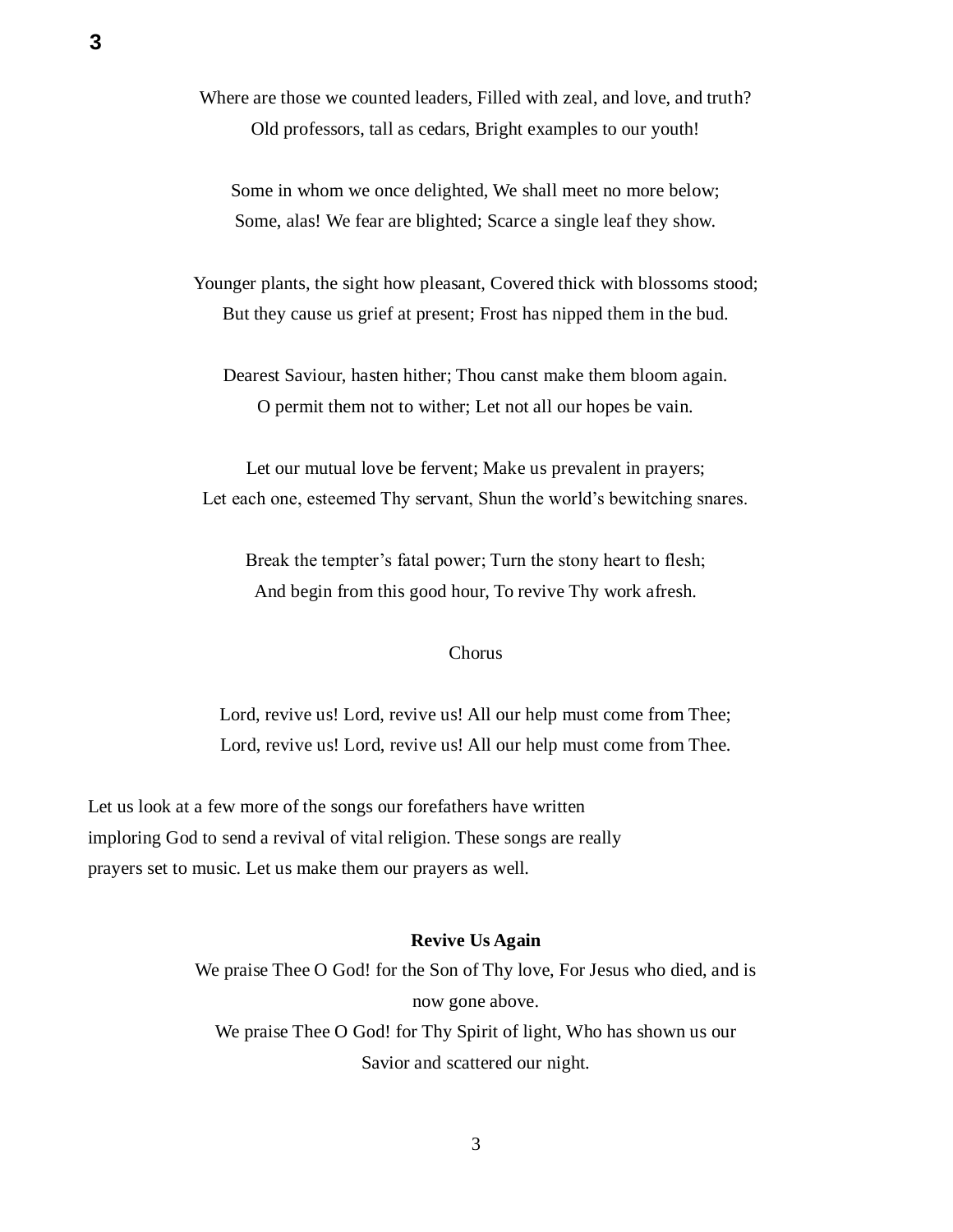Where are those we counted leaders, Filled with zeal, and love, and truth?
Old professors, tall as cedars, Bright examples to our youth!

Some in whom we once delighted, We shall meet no more below;
Some, alas! We fear are blighted; Scarce a single leaf they show.

Younger plants, the sight how pleasant, Covered thick with blossoms stood;
But they cause us grief at present; Frost has nipped them in the bud.

Dearest Saviour, hasten hither; Thou canst make them bloom again.
O permit them not to wither; Let not all our hopes be vain.

Let our mutual love be fervent; Make us prevalent in prayers;
Let each one, esteemed Thy servant, Shun the world's bewitching snares.

Break the tempter's fatal power; Turn the stony heart to flesh;
And begin from this good hour, To revive Thy work afresh.

Chorus

Lord, revive us! Lord, revive us! All our help must come from Thee;
Lord, revive us! Lord, revive us! All our help must come from Thee.

Let us look at a few more of the songs our forefathers have written imploring God to send a revival of vital religion. These songs are really prayers set to music. Let us make them our prayers as well.

**Revive Us Again**

We praise Thee O God! for the Son of Thy love, For Jesus who died, and is now gone above.
We praise Thee O God! for Thy Spirit of light, Who has shown us our Savior and scattered our night.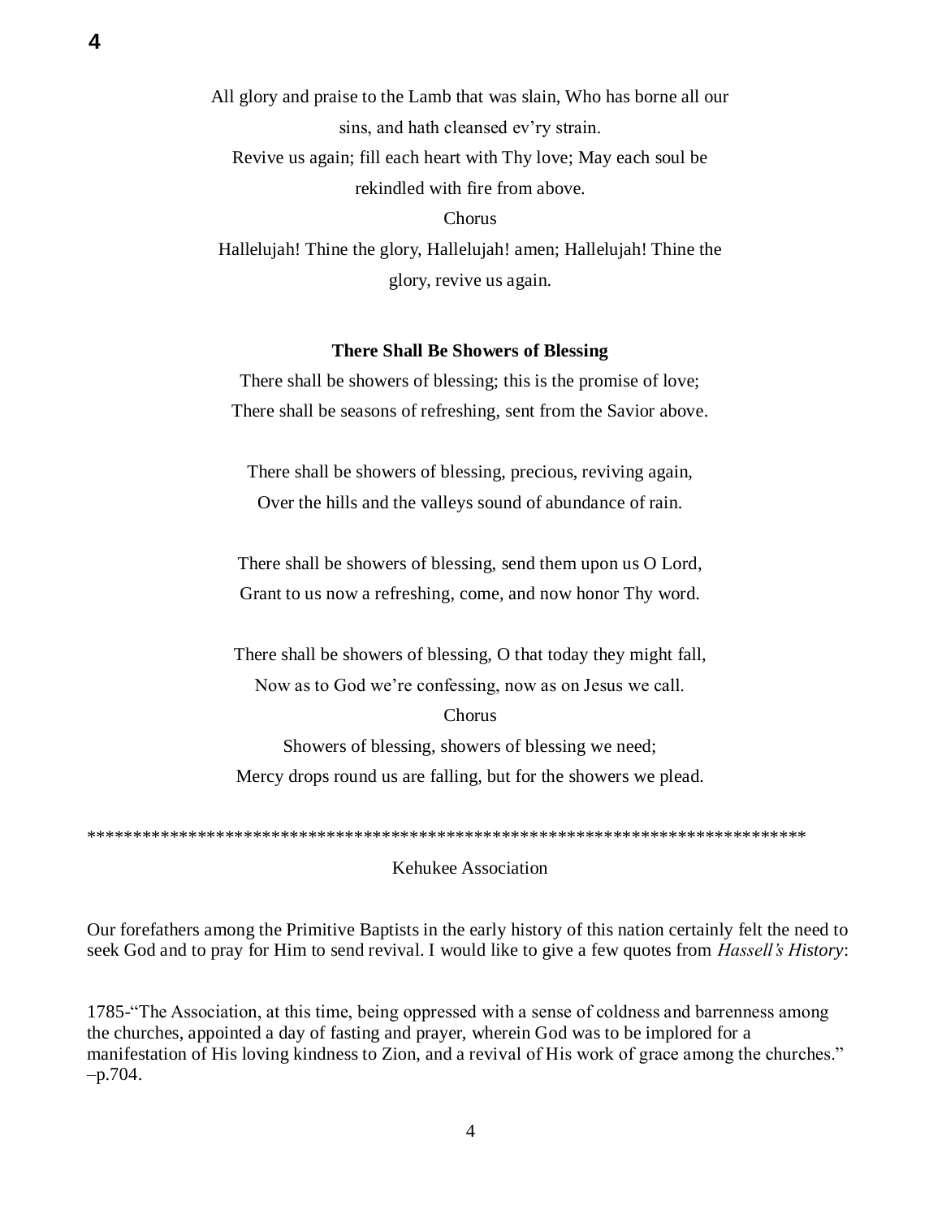All glory and praise to the Lamb that was slain, Who has borne all our sins, and hath cleansed ev'ry strain.

Revive us again; fill each heart with Thy love; May each soul be rekindled with fire from above.

Chorus

Hallelujah! Thine the glory, Hallelujah! amen; Hallelujah! Thine the glory, revive us again.

**There Shall Be Showers of Blessing**

There shall be showers of blessing; this is the promise of love;
There shall be seasons of refreshing, sent from the Savior above.

There shall be showers of blessing, precious, reviving again,
Over the hills and the valleys sound of abundance of rain.

There shall be showers of blessing, send them upon us O Lord,
Grant to us now a refreshing, come, and now honor Thy word.

There shall be showers of blessing, O that today they might fall,
Now as to God we're confessing, now as on Jesus we call.

Chorus

Showers of blessing, showers of blessing we need;
Mercy drops round us are falling, but for the showers we plead.

*******************************************************************************

Kehukee Association

Our forefathers among the Primitive Baptists in the early history of this nation certainly felt the need to seek God and to pray for Him to send revival. I would like to give a few quotes from *Hassell's History*:

1785-"The Association, at this time, being oppressed with a sense of coldness and barrenness among the churches, appointed a day of fasting and prayer, wherein God was to be implored for a manifestation of His loving kindness to Zion, and a revival of His work of grace among the churches." –p.704.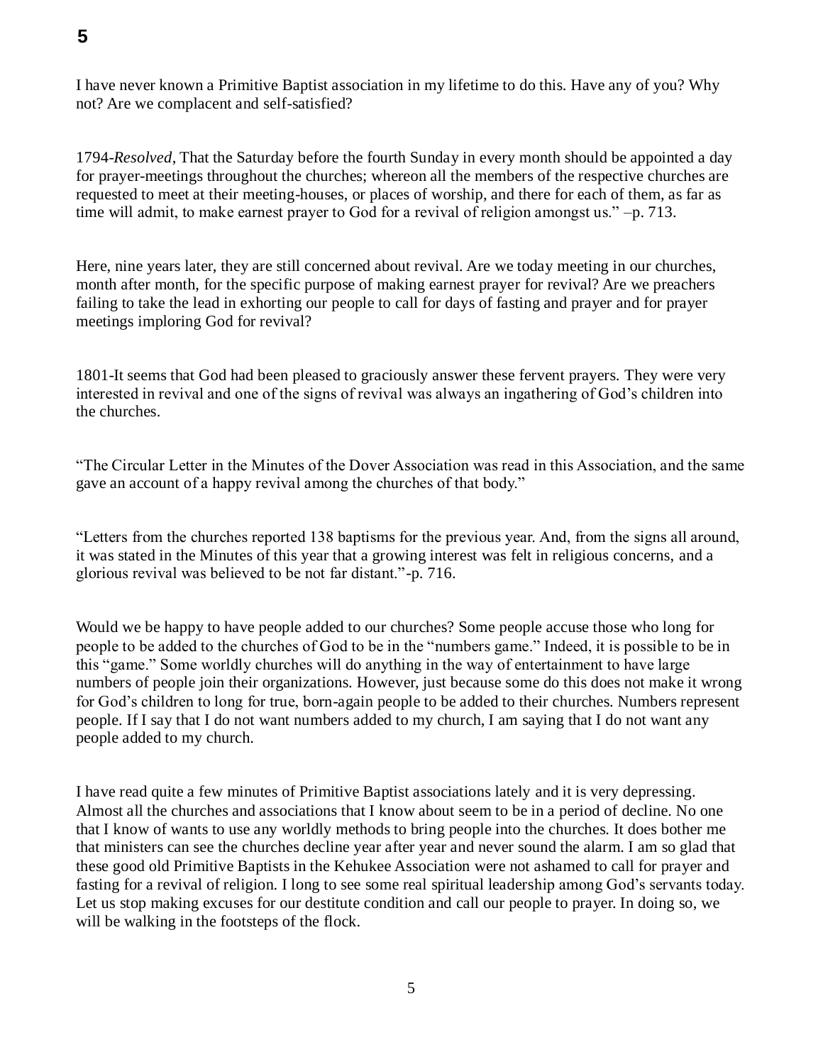I have never known a Primitive Baptist association in my lifetime to do this. Have any of you? Why not? Are we complacent and self-satisfied?

1794-*Resolved*, That the Saturday before the fourth Sunday in every month should be appointed a day for prayer-meetings throughout the churches; whereon all the members of the respective churches are requested to meet at their meeting-houses, or places of worship, and there for each of them, as far as time will admit, to make earnest prayer to God for a revival of religion amongst us." –p. 713.

Here, nine years later, they are still concerned about revival. Are we today meeting in our churches, month after month, for the specific purpose of making earnest prayer for revival? Are we preachers failing to take the lead in exhorting our people to call for days of fasting and prayer and for prayer meetings imploring God for revival?

1801-It seems that God had been pleased to graciously answer these fervent prayers. They were very interested in revival and one of the signs of revival was always an ingathering of God's children into the churches.

"The Circular Letter in the Minutes of the Dover Association was read in this Association, and the same gave an account of a happy revival among the churches of that body."

"Letters from the churches reported 138 baptisms for the previous year. And, from the signs all around, it was stated in the Minutes of this year that a growing interest was felt in religious concerns, and a glorious revival was believed to be not far distant."-p. 716.

Would we be happy to have people added to our churches? Some people accuse those who long for people to be added to the churches of God to be in the "numbers game." Indeed, it is possible to be in this "game." Some worldly churches will do anything in the way of entertainment to have large numbers of people join their organizations. However, just because some do this does not make it wrong for God's children to long for true, born-again people to be added to their churches. Numbers represent people. If I say that I do not want numbers added to my church, I am saying that I do not want any people added to my church.

I have read quite a few minutes of Primitive Baptist associations lately and it is very depressing. Almost all the churches and associations that I know about seem to be in a period of decline. No one that I know of wants to use any worldly methods to bring people into the churches. It does bother me that ministers can see the churches decline year after year and never sound the alarm. I am so glad that these good old Primitive Baptists in the Kehukee Association were not ashamed to call for prayer and fasting for a revival of religion. I long to see some real spiritual leadership among God's servants today. Let us stop making excuses for our destitute condition and call our people to prayer. In doing so, we will be walking in the footsteps of the flock.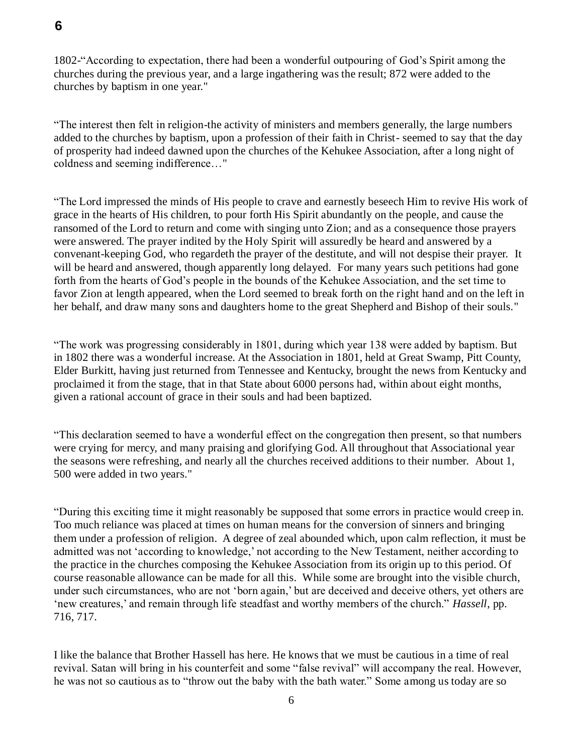1802-"According to expectation, there had been a wonderful outpouring of God's Spirit among the churches during the previous year, and a large ingathering was the result; 872 were added to the churches by baptism in one year."

"The interest then felt in religion-the activity of ministers and members generally, the large numbers added to the churches by baptism, upon a profession of their faith in Christ- seemed to say that the day of prosperity had indeed dawned upon the churches of the Kehukee Association, after a long night of coldness and seeming indifference…"

"The Lord impressed the minds of His people to crave and earnestly beseech Him to revive His work of grace in the hearts of His children, to pour forth His Spirit abundantly on the people, and cause the ransomed of the Lord to return and come with singing unto Zion; and as a consequence those prayers were answered. The prayer indited by the Holy Spirit will assuredly be heard and answered by a convenant-keeping God, who regardeth the prayer of the destitute, and will not despise their prayer. It will be heard and answered, though apparently long delayed. For many years such petitions had gone forth from the hearts of God's people in the bounds of the Kehukee Association, and the set time to favor Zion at length appeared, when the Lord seemed to break forth on the right hand and on the left in her behalf, and draw many sons and daughters home to the great Shepherd and Bishop of their souls."

"The work was progressing considerably in 1801, during which year 138 were added by baptism. But in 1802 there was a wonderful increase. At the Association in 1801, held at Great Swamp, Pitt County, Elder Burkitt, having just returned from Tennessee and Kentucky, brought the news from Kentucky and proclaimed it from the stage, that in that State about 6000 persons had, within about eight months, given a rational account of grace in their souls and had been baptized.

"This declaration seemed to have a wonderful effect on the congregation then present, so that numbers were crying for mercy, and many praising and glorifying God. All throughout that Associational year the seasons were refreshing, and nearly all the churches received additions to their number. About 1, 500 were added in two years."

"During this exciting time it might reasonably be supposed that some errors in practice would creep in. Too much reliance was placed at times on human means for the conversion of sinners and bringing them under a profession of religion. A degree of zeal abounded which, upon calm reflection, it must be admitted was not 'according to knowledge,' not according to the New Testament, neither according to the practice in the churches composing the Kehukee Association from its origin up to this period. Of course reasonable allowance can be made for all this. While some are brought into the visible church, under such circumstances, who are not 'born again,' but are deceived and deceive others, yet others are 'new creatures,' and remain through life steadfast and worthy members of the church." *Hassell*, pp. 716, 717.

I like the balance that Brother Hassell has here. He knows that we must be cautious in a time of real revival. Satan will bring in his counterfeit and some "false revival" will accompany the real. However, he was not so cautious as to "throw out the baby with the bath water." Some among us today are so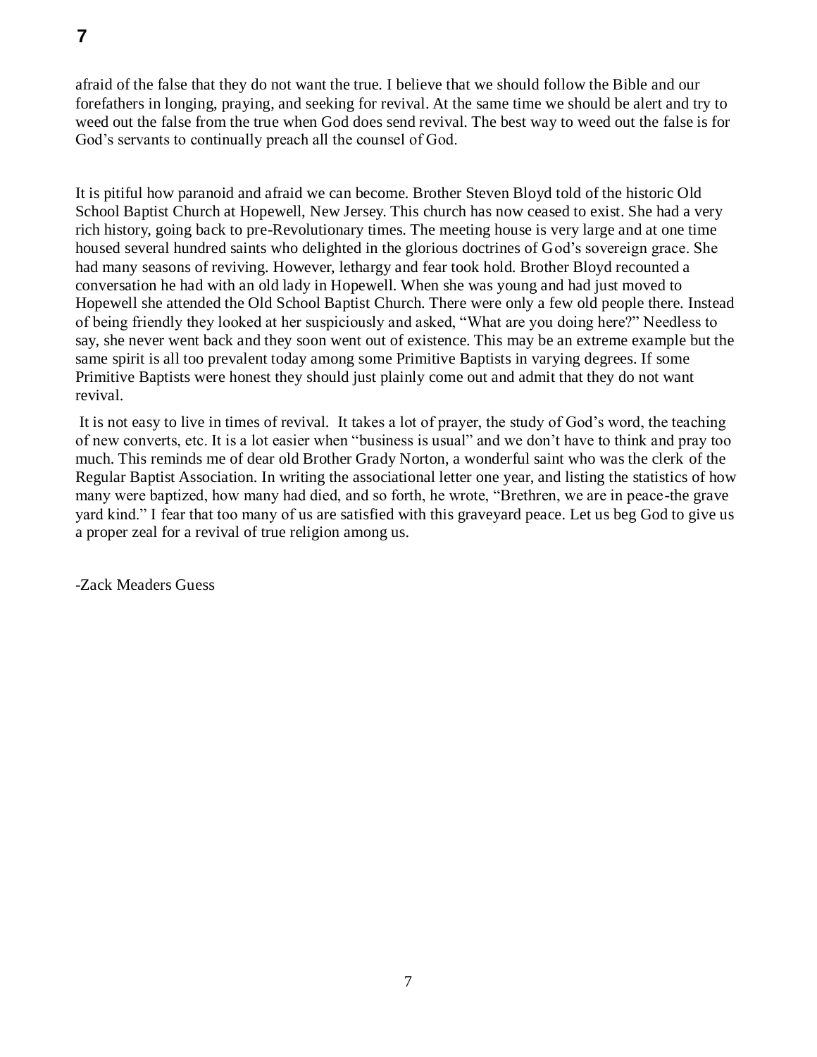afraid of the false that they do not want the true. I believe that we should follow the Bible and our forefathers in longing, praying, and seeking for revival. At the same time we should be alert and try to weed out the false from the true when God does send revival. The best way to weed out the false is for God's servants to continually preach all the counsel of God.

It is pitiful how paranoid and afraid we can become. Brother Steven Bloyd told of the historic Old School Baptist Church at Hopewell, New Jersey. This church has now ceased to exist. She had a very rich history, going back to pre-Revolutionary times. The meeting house is very large and at one time housed several hundred saints who delighted in the glorious doctrines of God's sovereign grace. She had many seasons of reviving. However, lethargy and fear took hold. Brother Bloyd recounted a conversation he had with an old lady in Hopewell. When she was young and had just moved to Hopewell she attended the Old School Baptist Church. There were only a few old people there. Instead of being friendly they looked at her suspiciously and asked, "What are you doing here?" Needless to say, she never went back and they soon went out of existence. This may be an extreme example but the same spirit is all too prevalent today among some Primitive Baptists in varying degrees. If some Primitive Baptists were honest they should just plainly come out and admit that they do not want revival.

It is not easy to live in times of revival. It takes a lot of prayer, the study of God's word, the teaching of new converts, etc. It is a lot easier when "business is usual" and we don't have to think and pray too much. This reminds me of dear old Brother Grady Norton, a wonderful saint who was the clerk of the Regular Baptist Association. In writing the associational letter one year, and listing the statistics of how many were baptized, how many had died, and so forth, he wrote, "Brethren, we are in peace-the grave yard kind." I fear that too many of us are satisfied with this graveyard peace. Let us beg God to give us a proper zeal for a revival of true religion among us.

-Zack Meaders Guess